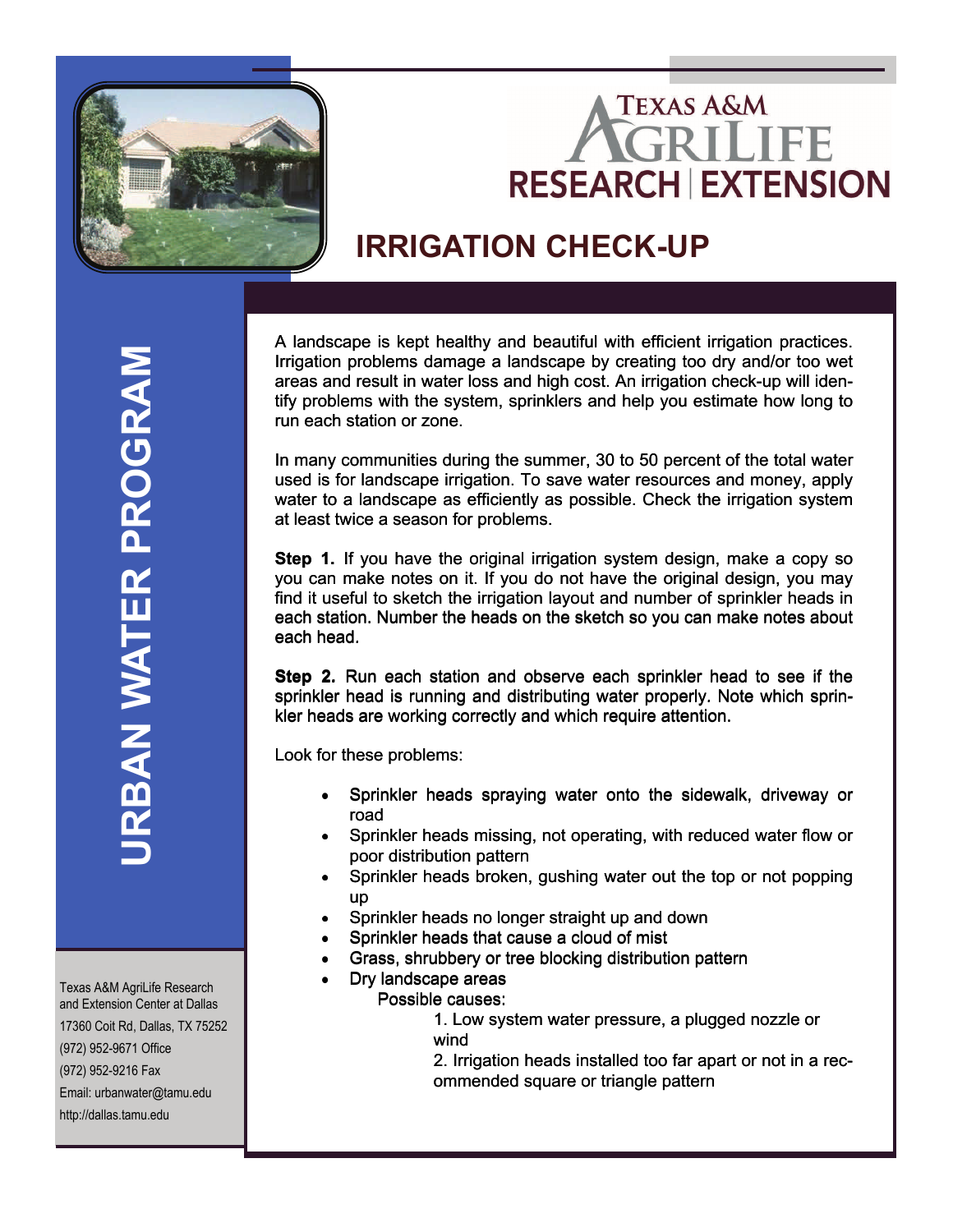Texas A&M AgriLife Research | Extension

# IRRIGATION CHECK-UP

URBAN WATER PROGRAM

A landscape is kept healthy and beautiful with efficient irrigation practices. Irrigation problems damage a landscape by creating too dry and/or too wet areas and result in water loss and high cost. An irrigation check-up will identify problems with the system, sprinklers and help you estimate how long to run each station or zone.

In many communities during the summer, 30 to 50 percent of the total water used is for landscape irrigation. To save water resources and money, apply water to a landscape as efficiently as possible. Check the irrigation system at least twice a season for problems.

**Step 1.** If you have the original irrigation system design, make a copy so you can make notes on it. If you do not have the original design, you may find it useful to sketch the irrigation layout and number of sprinkler heads in each station. Number the heads on the sketch so you can make notes about each head.

**Step 2.** Run each station and observe each sprinkler head to see if the sprinkler head is running and distributing water properly. Note which sprinkler heads are working correctly and which require attention.

Look for these problems:

- Sprinkler heads spraying water onto the sidewalk, driveway or road
- Sprinkler heads missing, not operating, with reduced water flow or poor distribution pattern
- Sprinkler heads broken, gushing water out the top or not popping up
- Sprinkler heads no longer straight up and down
- Sprinkler heads that cause a cloud of mist
- Grass, shrubbery or tree blocking distribution pattern
- Dry landscape areas
  - Possible causes:
    1. Low system water pressure, a plugged nozzle or wind
    2. Irrigation heads installed too far apart or not in a recommended square or triangle pattern

Texas A&M AgriLife Research and Extension Center at Dallas
17360 Coit Rd, Dallas, TX 75252
(972) 952-9671 Office
(972) 952-9216 Fax
Email: urbanwater@tamu.edu
http://dallas.tamu.edu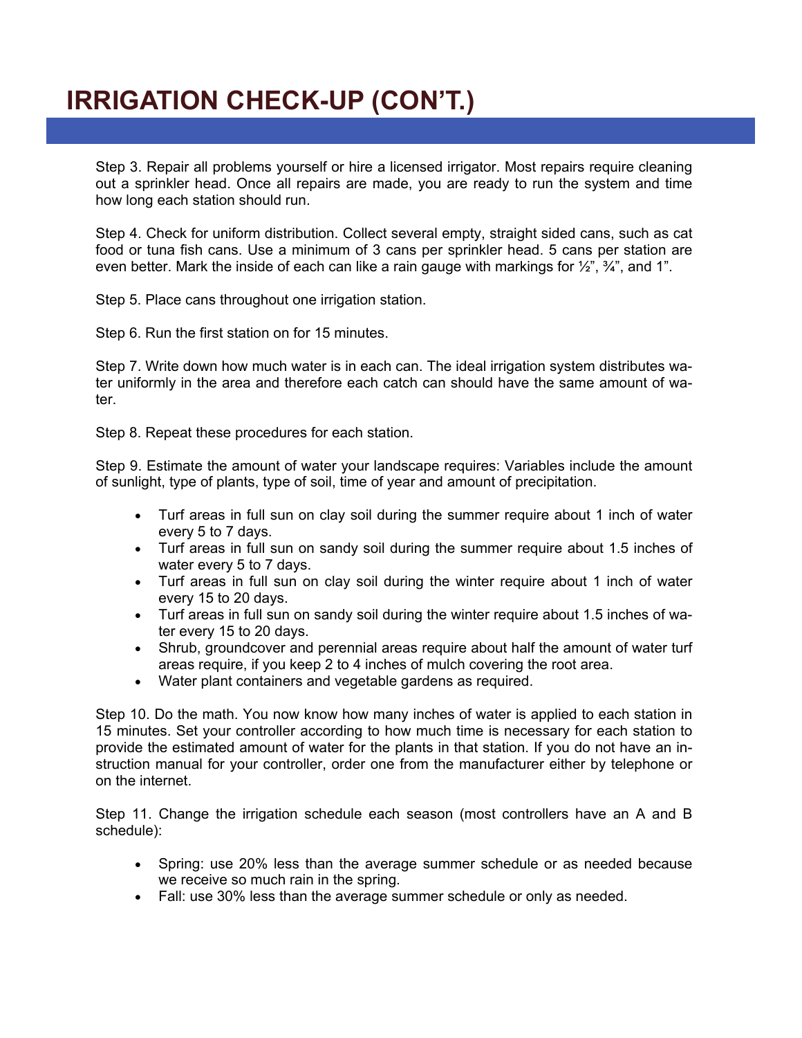# IRRIGATION CHECK-UP (CON'T.)

Step 3. Repair all problems yourself or hire a licensed irrigator. Most repairs require cleaning out a sprinkler head. Once all repairs are made, you are ready to run the system and time how long each station should run.

Step 4. Check for uniform distribution. Collect several empty, straight sided cans, such as cat food or tuna fish cans. Use a minimum of 3 cans per sprinkler head. 5 cans per station are even better. Mark the inside of each can like a rain gauge with markings for ½", ¾", and 1".

Step 5. Place cans throughout one irrigation station.

Step 6. Run the first station on for 15 minutes.

Step 7. Write down how much water is in each can. The ideal irrigation system distributes water uniformly in the area and therefore each catch can should have the same amount of water.

Step 8. Repeat these procedures for each station.

Step 9. Estimate the amount of water your landscape requires: Variables include the amount of sunlight, type of plants, type of soil, time of year and amount of precipitation.

- Turf areas in full sun on clay soil during the summer require about 1 inch of water every 5 to 7 days.
- Turf areas in full sun on sandy soil during the summer require about 1.5 inches of water every 5 to 7 days.
- Turf areas in full sun on clay soil during the winter require about 1 inch of water every 15 to 20 days.
- Turf areas in full sun on sandy soil during the winter require about 1.5 inches of water every 15 to 20 days.
- Shrub, groundcover and perennial areas require about half the amount of water turf areas require, if you keep 2 to 4 inches of mulch covering the root area.
- Water plant containers and vegetable gardens as required.

Step 10. Do the math. You now know how many inches of water is applied to each station in 15 minutes. Set your controller according to how much time is necessary for each station to provide the estimated amount of water for the plants in that station. If you do not have an instruction manual for your controller, order one from the manufacturer either by telephone or on the internet.

Step 11. Change the irrigation schedule each season (most controllers have an A and B schedule):

- Spring: use 20% less than the average summer schedule or as needed because we receive so much rain in the spring.
- Fall: use 30% less than the average summer schedule or only as needed.